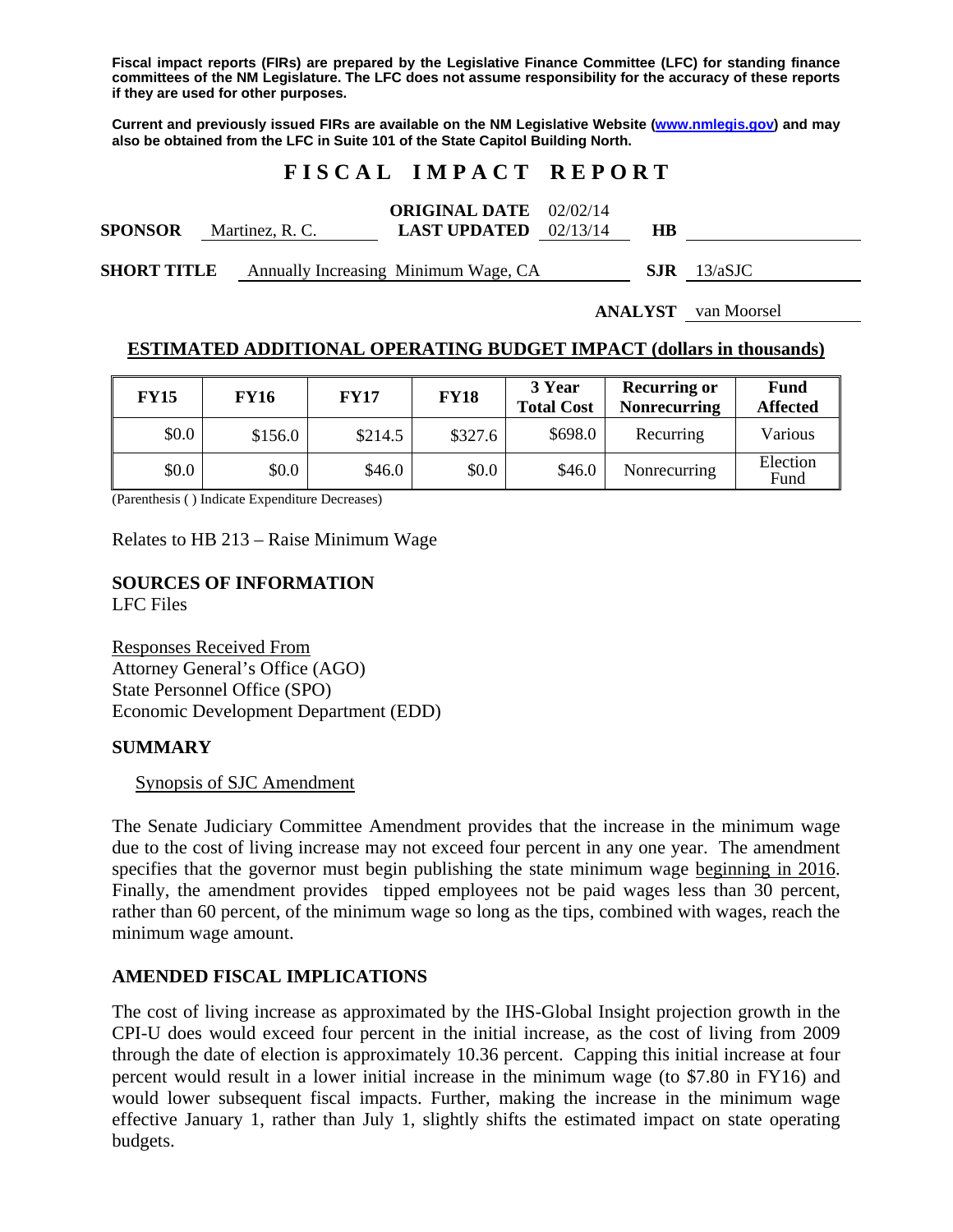**Fiscal impact reports (FIRs) are prepared by the Legislative Finance Committee (LFC) for standing finance committees of the NM Legislature. The LFC does not assume responsibility for the accuracy of these reports if they are used for other purposes.**

**Current and previously issued FIRs are available on the NM Legislative Website (www.nmlegis.gov) and may also be obtained from the LFC in Suite 101 of the State Capitol Building North.**

# FISCAL IMPACT REPORT

**SPONSOR** Martinez, R. C. **ORIGINAL DATE** 02/02/14 **LAST UPDATED** 02/13/14 **HB**

**SHORT TITLE** Annually Increasing Minimum Wage, CA **SJR** 13/aSJC

**ANALYST** van Moorsel

## ESTIMATED ADDITIONAL OPERATING BUDGET IMPACT (dollars in thousands)

| FY15 | FY16 | FY17 | FY18 | 3 Year Total Cost | Recurring or Nonrecurring | Fund Affected |
|---|---|---|---|---|---|---|
| $0.0 | $156.0 | $214.5 | $327.6 | $698.0 | Recurring | Various |
| $0.0 | $0.0 | $46.0 | $0.0 | $46.0 | Nonrecurring | Election Fund |

(Parenthesis ( ) Indicate Expenditure Decreases)

Relates to HB 213 – Raise Minimum Wage

## SOURCES OF INFORMATION

LFC Files

Responses Received From
Attorney General's Office (AGO)
State Personnel Office (SPO)
Economic Development Department (EDD)

## SUMMARY

Synopsis of SJC Amendment

The Senate Judiciary Committee Amendment provides that the increase in the minimum wage due to the cost of living increase may not exceed four percent in any one year. The amendment specifies that the governor must begin publishing the state minimum wage beginning in 2016. Finally, the amendment provides tipped employees not be paid wages less than 30 percent, rather than 60 percent, of the minimum wage so long as the tips, combined with wages, reach the minimum wage amount.

## AMENDED FISCAL IMPLICATIONS

The cost of living increase as approximated by the IHS-Global Insight projection growth in the CPI-U does would exceed four percent in the initial increase, as the cost of living from 2009 through the date of election is approximately 10.36 percent. Capping this initial increase at four percent would result in a lower initial increase in the minimum wage (to $7.80 in FY16) and would lower subsequent fiscal impacts. Further, making the increase in the minimum wage effective January 1, rather than July 1, slightly shifts the estimated impact on state operating budgets.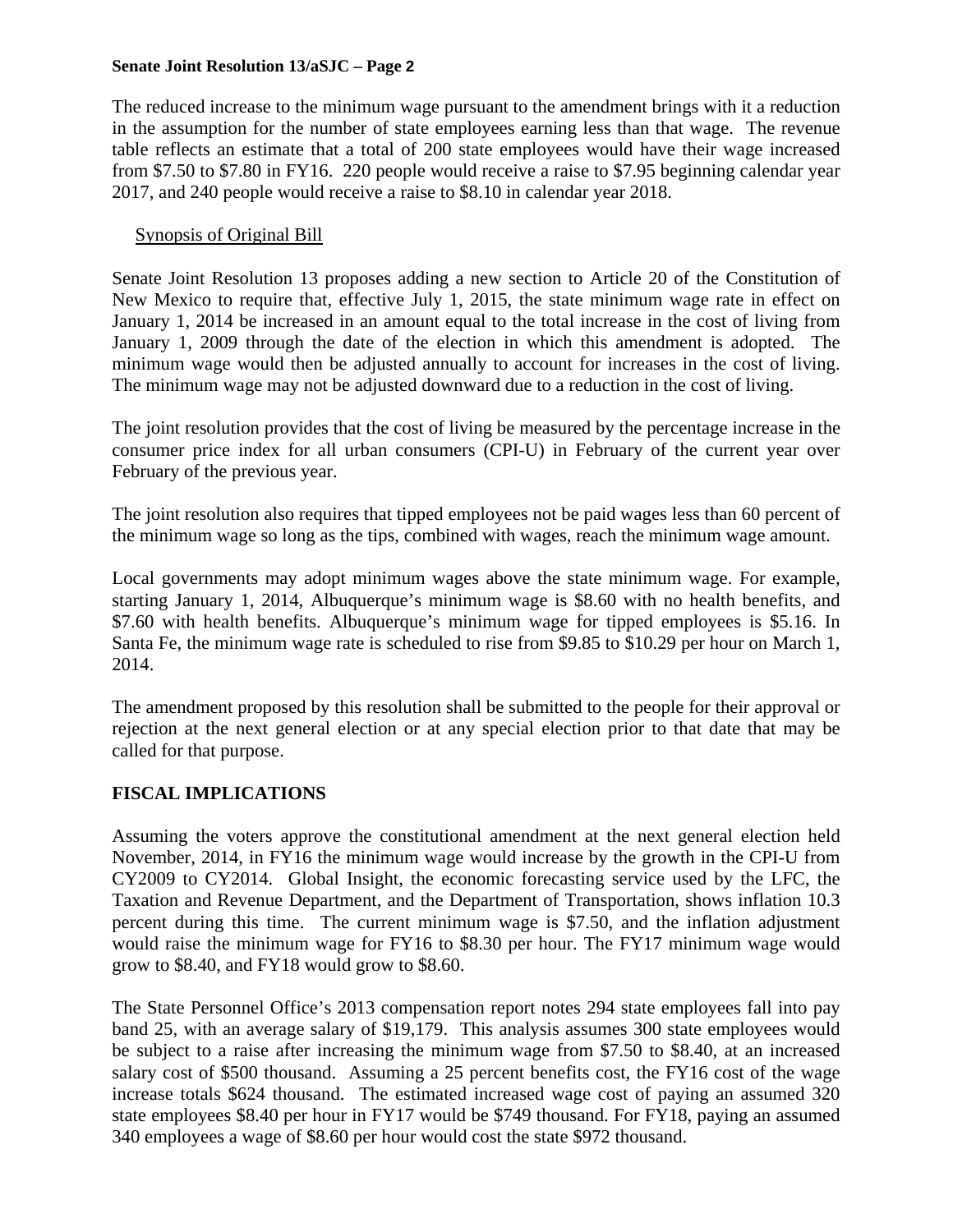The reduced increase to the minimum wage pursuant to the amendment brings with it a reduction in the assumption for the number of state employees earning less than that wage. The revenue table reflects an estimate that a total of 200 state employees would have their wage increased from $7.50 to $7.80 in FY16. 220 people would receive a raise to $7.95 beginning calendar year 2017, and 240 people would receive a raise to $8.10 in calendar year 2018.

Synopsis of Original Bill

Senate Joint Resolution 13 proposes adding a new section to Article 20 of the Constitution of New Mexico to require that, effective July 1, 2015, the state minimum wage rate in effect on January 1, 2014 be increased in an amount equal to the total increase in the cost of living from January 1, 2009 through the date of the election in which this amendment is adopted. The minimum wage would then be adjusted annually to account for increases in the cost of living. The minimum wage may not be adjusted downward due to a reduction in the cost of living.

The joint resolution provides that the cost of living be measured by the percentage increase in the consumer price index for all urban consumers (CPI-U) in February of the current year over February of the previous year.

The joint resolution also requires that tipped employees not be paid wages less than 60 percent of the minimum wage so long as the tips, combined with wages, reach the minimum wage amount.

Local governments may adopt minimum wages above the state minimum wage. For example, starting January 1, 2014, Albuquerque's minimum wage is $8.60 with no health benefits, and $7.60 with health benefits. Albuquerque's minimum wage for tipped employees is $5.16. In Santa Fe, the minimum wage rate is scheduled to rise from $9.85 to $10.29 per hour on March 1, 2014.

The amendment proposed by this resolution shall be submitted to the people for their approval or rejection at the next general election or at any special election prior to that date that may be called for that purpose.

## FISCAL IMPLICATIONS

Assuming the voters approve the constitutional amendment at the next general election held November, 2014, in FY16 the minimum wage would increase by the growth in the CPI-U from CY2009 to CY2014. Global Insight, the economic forecasting service used by the LFC, the Taxation and Revenue Department, and the Department of Transportation, shows inflation 10.3 percent during this time. The current minimum wage is $7.50, and the inflation adjustment would raise the minimum wage for FY16 to $8.30 per hour. The FY17 minimum wage would grow to $8.40, and FY18 would grow to $8.60.

The State Personnel Office's 2013 compensation report notes 294 state employees fall into pay band 25, with an average salary of $19,179. This analysis assumes 300 state employees would be subject to a raise after increasing the minimum wage from $7.50 to $8.40, at an increased salary cost of $500 thousand. Assuming a 25 percent benefits cost, the FY16 cost of the wage increase totals $624 thousand. The estimated increased wage cost of paying an assumed 320 state employees $8.40 per hour in FY17 would be $749 thousand. For FY18, paying an assumed 340 employees a wage of $8.60 per hour would cost the state $972 thousand.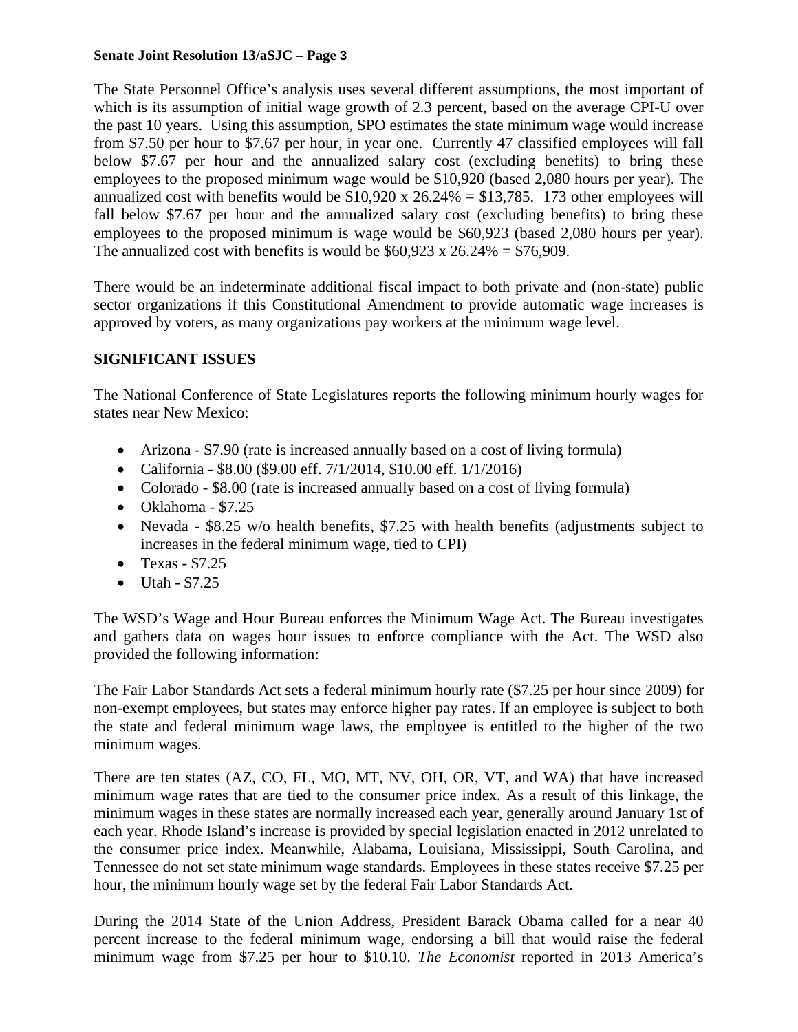The State Personnel Office's analysis uses several different assumptions, the most important of which is its assumption of initial wage growth of 2.3 percent, based on the average CPI-U over the past 10 years. Using this assumption, SPO estimates the state minimum wage would increase from $7.50 per hour to $7.67 per hour, in year one. Currently 47 classified employees will fall below $7.67 per hour and the annualized salary cost (excluding benefits) to bring these employees to the proposed minimum wage would be $10,920 (based 2,080 hours per year). The annualized cost with benefits would be $10,920 x 26.24% = $13,785. 173 other employees will fall below $7.67 per hour and the annualized salary cost (excluding benefits) to bring these employees to the proposed minimum is wage would be $60,923 (based 2,080 hours per year). The annualized cost with benefits is would be $60,923 x 26.24% = $76,909.

There would be an indeterminate additional fiscal impact to both private and (non-state) public sector organizations if this Constitutional Amendment to provide automatic wage increases is approved by voters, as many organizations pay workers at the minimum wage level.

**SIGNIFICANT ISSUES**

The National Conference of State Legislatures reports the following minimum hourly wages for states near New Mexico:

- Arizona - $7.90 (rate is increased annually based on a cost of living formula)
- California - $8.00 ($9.00 eff. 7/1/2014, $10.00 eff. 1/1/2016)
- Colorado - $8.00 (rate is increased annually based on a cost of living formula)
- Oklahoma - $7.25
- Nevada - $8.25 w/o health benefits, $7.25 with health benefits (adjustments subject to increases in the federal minimum wage, tied to CPI)
- Texas - $7.25
- Utah - $7.25

The WSD's Wage and Hour Bureau enforces the Minimum Wage Act. The Bureau investigates and gathers data on wages hour issues to enforce compliance with the Act. The WSD also provided the following information:

The Fair Labor Standards Act sets a federal minimum hourly rate ($7.25 per hour since 2009) for non-exempt employees, but states may enforce higher pay rates. If an employee is subject to both the state and federal minimum wage laws, the employee is entitled to the higher of the two minimum wages.

There are ten states (AZ, CO, FL, MO, MT, NV, OH, OR, VT, and WA) that have increased minimum wage rates that are tied to the consumer price index. As a result of this linkage, the minimum wages in these states are normally increased each year, generally around January 1st of each year. Rhode Island's increase is provided by special legislation enacted in 2012 unrelated to the consumer price index. Meanwhile, Alabama, Louisiana, Mississippi, South Carolina, and Tennessee do not set state minimum wage standards. Employees in these states receive $7.25 per hour, the minimum hourly wage set by the federal Fair Labor Standards Act.

During the 2014 State of the Union Address, President Barack Obama called for a near 40 percent increase to the federal minimum wage, endorsing a bill that would raise the federal minimum wage from $7.25 per hour to $10.10. *The Economist* reported in 2013 America's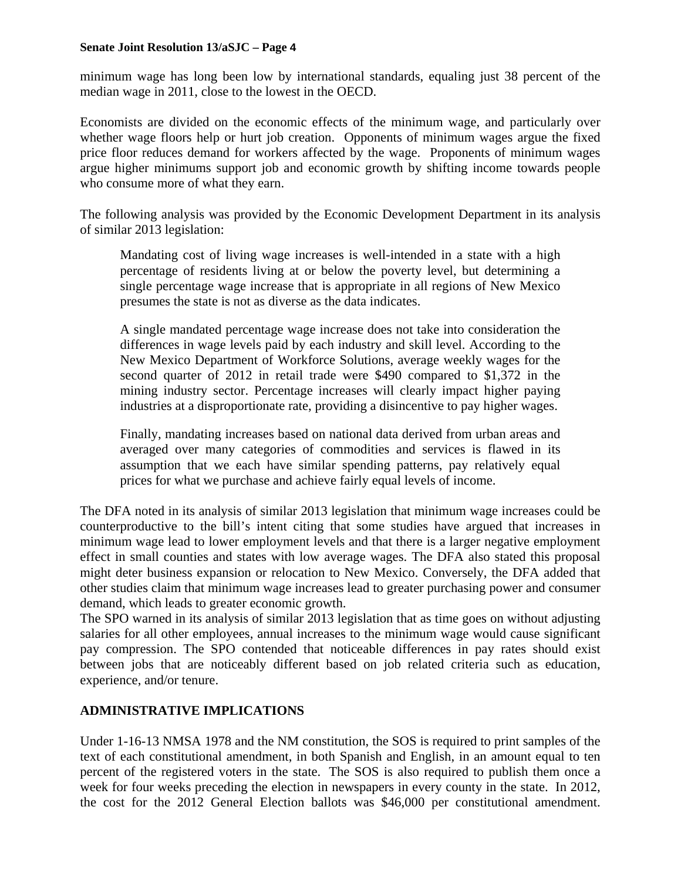minimum wage has long been low by international standards, equaling just 38 percent of the median wage in 2011, close to the lowest in the OECD.

Economists are divided on the economic effects of the minimum wage, and particularly over whether wage floors help or hurt job creation. Opponents of minimum wages argue the fixed price floor reduces demand for workers affected by the wage. Proponents of minimum wages argue higher minimums support job and economic growth by shifting income towards people who consume more of what they earn.

The following analysis was provided by the Economic Development Department in its analysis of similar 2013 legislation:

> Mandating cost of living wage increases is well-intended in a state with a high percentage of residents living at or below the poverty level, but determining a single percentage wage increase that is appropriate in all regions of New Mexico presumes the state is not as diverse as the data indicates.
>
> A single mandated percentage wage increase does not take into consideration the differences in wage levels paid by each industry and skill level. According to the New Mexico Department of Workforce Solutions, average weekly wages for the second quarter of 2012 in retail trade were $490 compared to $1,372 in the mining industry sector. Percentage increases will clearly impact higher paying industries at a disproportionate rate, providing a disincentive to pay higher wages.
>
> Finally, mandating increases based on national data derived from urban areas and averaged over many categories of commodities and services is flawed in its assumption that we each have similar spending patterns, pay relatively equal prices for what we purchase and achieve fairly equal levels of income.

The DFA noted in its analysis of similar 2013 legislation that minimum wage increases could be counterproductive to the bill's intent citing that some studies have argued that increases in minimum wage lead to lower employment levels and that there is a larger negative employment effect in small counties and states with low average wages. The DFA also stated this proposal might deter business expansion or relocation to New Mexico. Conversely, the DFA added that other studies claim that minimum wage increases lead to greater purchasing power and consumer demand, which leads to greater economic growth.

The SPO warned in its analysis of similar 2013 legislation that as time goes on without adjusting salaries for all other employees, annual increases to the minimum wage would cause significant pay compression. The SPO contended that noticeable differences in pay rates should exist between jobs that are noticeably different based on job related criteria such as education, experience, and/or tenure.

## ADMINISTRATIVE IMPLICATIONS

Under 1-16-13 NMSA 1978 and the NM constitution, the SOS is required to print samples of the text of each constitutional amendment, in both Spanish and English, in an amount equal to ten percent of the registered voters in the state. The SOS is also required to publish them once a week for four weeks preceding the election in newspapers in every county in the state. In 2012, the cost for the 2012 General Election ballots was $46,000 per constitutional amendment.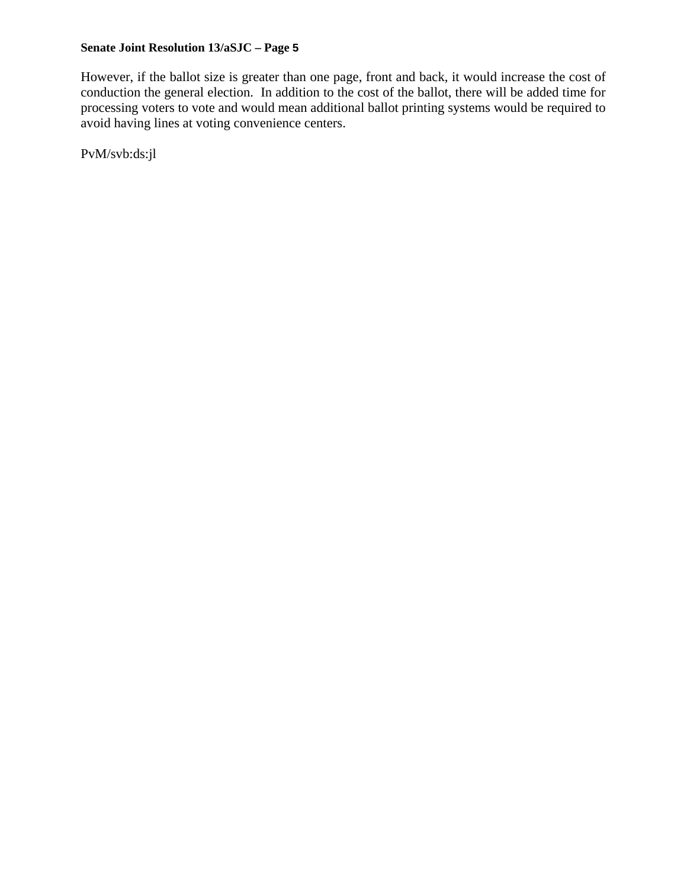However, if the ballot size is greater than one page, front and back, it would increase the cost of conduction the general election. In addition to the cost of the ballot, there will be added time for processing voters to vote and would mean additional ballot printing systems would be required to avoid having lines at voting convenience centers.

PvM/svb:ds:jl